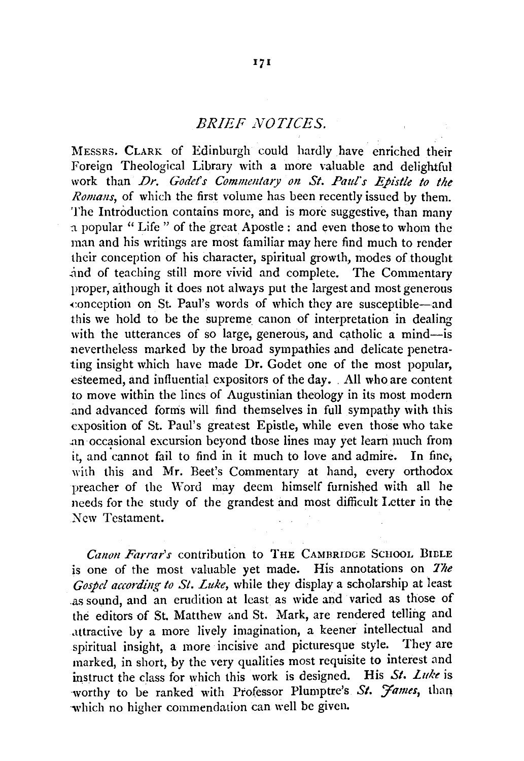## *BRIEF NOTICES.*

MESSRS. CLARK of Edinburgh could hardly have enriched their Foreign Theological Library with a more valuable and delightful work than *Dr. Godet's Commentary on St. Paul's Epistle to the Romans*, of which the first volume has been recently issued by them. The Introduction contains more, and is more suggestive, than many a popular "Life" of the great Apostle: and even those to whom the man and his writings are most familiar may here find much to render their conception of his character, spiritual growth, modes of thought and of teaching still more vivid and complete. The Commentary proper, although it does not always put the largest and most generous conception on St. Paul's words of which they are susceptible—and this we hold to be the supreme canon of interpretation in dealing with the utterances of so large, generous, and catholic a mind—is nevertheless marked by the broad sympathies and delicate penetrating insight which have made Dr. Godet one of the most popular, esteemed, and influential expositors of the day. All who are content to move within the lines of Augustinian theology in its most modern and advanced forms will find themselves in full sympathy with this exposition of St. Paul's greatest Epistle, while even those who take an occasional excursion beyond those lines may yet learn much from it, and cannot fail to find in it much to love and admire. In fine, with this and Mr. Beet's Commentary at hand, every orthodox preacher of the Word may deem himself furnished with all he needs for the study of the grandest and most difficult Letter in the New Testament.

*Canon Farrar's* contribution to THE CAMBRIDGE SCHOOL BIBLE is one of the most valuable yet made. His annotations on *The Gospel according to St. Luke*, while they display a scholarship at least as sound, and an erudition at least as wide and varied as those of the editors of St. Matthew and St. Mark, are rendered telling and attractive by a more lively imagination, a keener intellectual and spiritual insight, a more incisive and picturesque style. They are marked, in short, by the very qualities most requisite to interest and instruct the class for which this work is designed. His *St. Luke* is worthy to be ranked with Professor Plumptre's *St. James*, than which no higher commendation can well be given.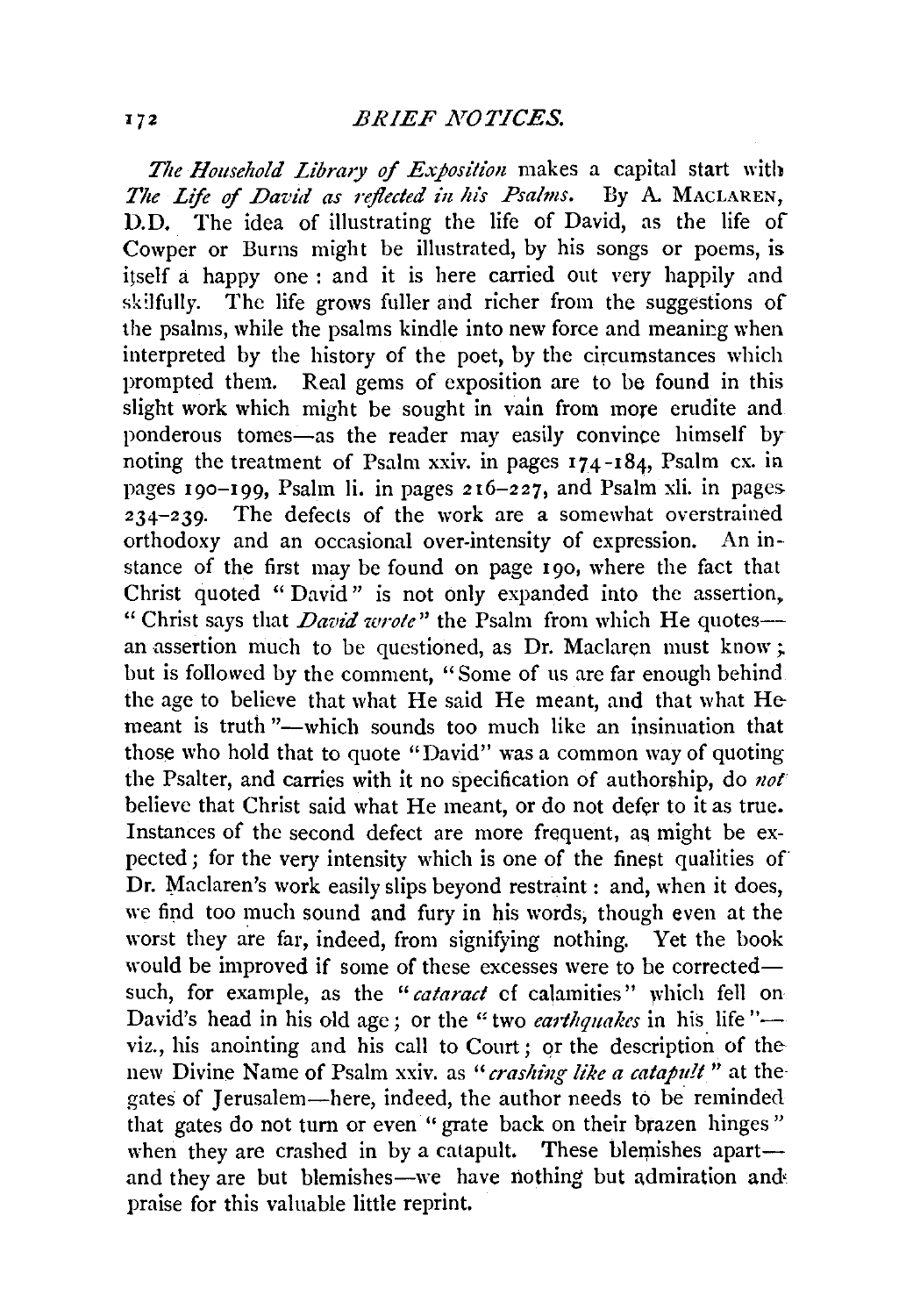*The Household Library of Exposition* makes a capital start with *The Life of David as reflected in his Psalms*. By A. MACLAREN, D.D. The idea of illustrating the life of David, as the life of Cowper or Burns might be illustrated, by his songs or poems, is itself a happy one: and it is here carried out very happily and skilfully. The life grows fuller and richer from the suggestions of the psalms, while the psalms kindle into new force and meaning when interpreted by the history of the poet, by the circumstances which prompted them. Real gems of exposition are to be found in this slight work which might be sought in vain from more erudite and ponderous tomes—as the reader may easily convince himself by noting the treatment of Psalm xxiv. in pages 174-184, Psalm cx. in pages 190–199, Psalm li. in pages 216–227, and Psalm xli. in pages 234–239. The defects of the work are a somewhat overstrained orthodoxy and an occasional over-intensity of expression. An instance of the first may be found on page 190, where the fact that Christ quoted "David" is not only expanded into the assertion, "Christ says that *David wrote*" the Psalm from which He quotes—an assertion much to be questioned, as Dr. Maclaren must know; but is followed by the comment, "Some of us are far enough behind the age to believe that what He said He meant, and that what He meant is truth"—which sounds too much like an insinuation that those who hold that to quote "David" was a common way of quoting the Psalter, and carries with it no specification of authorship, do *not* believe that Christ said what He meant, or do not defer to it as true. Instances of the second defect are more frequent, as might be expected; for the very intensity which is one of the finest qualities of Dr. Maclaren's work easily slips beyond restraint: and, when it does, we find too much sound and fury in his words, though even at the worst they are far, indeed, from signifying nothing. Yet the book would be improved if some of these excesses were to be corrected—such, for example, as the "*cataract* of calamities" which fell on David's head in his old age; or the "two *earthquakes* in his life"—viz., his anointing and his call to Court; or the description of the new Divine Name of Psalm xxiv. as "*crashing like a catapult*" at the gates of Jerusalem—here, indeed, the author needs to be reminded that gates do not turn or even "grate back on their brazen hinges" when they are crashed in by a catapult. These blemishes apart—and they are but blemishes—we have nothing but admiration and praise for this valuable little reprint.